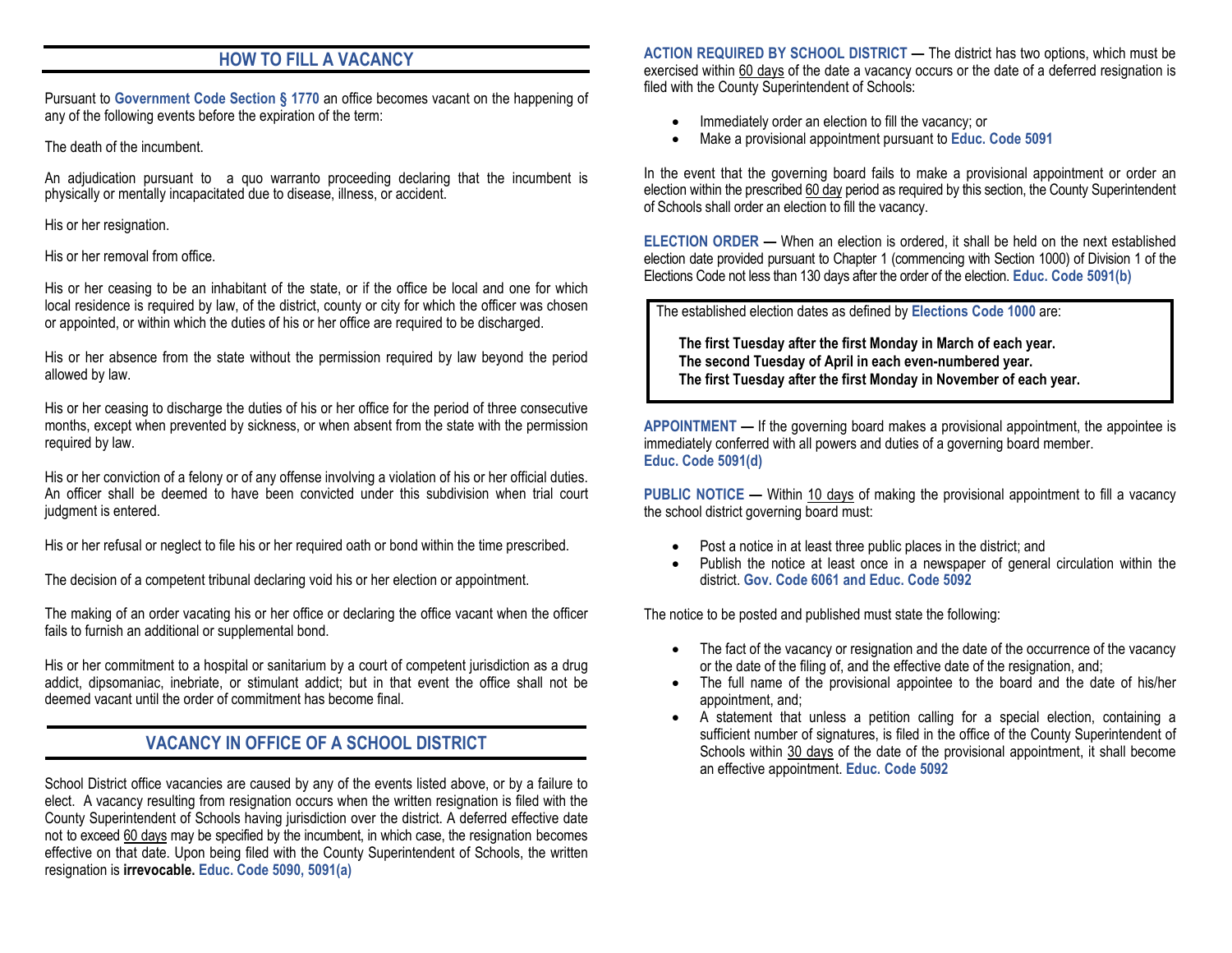## HOW TO FILL A VACANCY

Pursuant to **Government Code Section § 1770** an office becomes vacant on the happening of any of the following events before the expiration of the term:

The death of the incumbent.

An adjudication pursuant to a quo warranto proceeding declaring that the incumbent is physically or mentally incapacitated due to disease, illness, or accident.

His or her resignation.

His or her removal from office.

His or her ceasing to be an inhabitant of the state, or if the office be local and one for which local residence is required by law, of the district, county or city for which the officer was chosen or appointed, or within which the duties of his or her office are required to be discharged.

His or her absence from the state without the permission required by law beyond the period allowed by law.

His or her ceasing to discharge the duties of his or her office for the period of three consecutive months, except when prevented by sickness, or when absent from the state with the permission required by law.

His or her conviction of a felony or of any offense involving a violation of his or her official duties. An officer shall be deemed to have been convicted under this subdivision when trial court judgment is entered.

His or her refusal or neglect to file his or her required oath or bond within the time prescribed.

The decision of a competent tribunal declaring void his or her election or appointment.

The making of an order vacating his or her office or declaring the office vacant when the officer fails to furnish an additional or supplemental bond.

His or her commitment to a hospital or sanitarium by a court of competent jurisdiction as a drug addict, dipsomaniac, inebriate, or stimulant addict; but in that event the office shall not be deemed vacant until the order of commitment has become final.

## VACANCY IN OFFICE OF A SCHOOL DISTRICT

School District office vacancies are caused by any of the events listed above, or by a failure to elect. A vacancy resulting from resignation occurs when the written resignation is filed with the County Superintendent of Schools having jurisdiction over the district. A deferred effective date not to exceed 60 days may be specified by the incumbent, in which case, the resignation becomes effective on that date. Upon being filed with the County Superintendent of Schools, the written resignation is **irrevocable.** **Educ. Code 5090, 5091(a)**

**ACTION REQUIRED BY SCHOOL DISTRICT —** The district has two options, which must be exercised within 60 days of the date a vacancy occurs or the date of a deferred resignation is filed with the County Superintendent of Schools:

- Immediately order an election to fill the vacancy; or
- Make a provisional appointment pursuant to **Educ. Code 5091**

In the event that the governing board fails to make a provisional appointment or order an election within the prescribed 60 day period as required by this section, the County Superintendent of Schools shall order an election to fill the vacancy.

**ELECTION ORDER —** When an election is ordered, it shall be held on the next established election date provided pursuant to Chapter 1 (commencing with Section 1000) of Division 1 of the Elections Code not less than 130 days after the order of the election. **Educ. Code 5091(b)**

The established election dates as defined by **Elections Code 1000** are:

**The first Tuesday after the first Monday in March of each year.**
**The second Tuesday of April in each even-numbered year.**
**The first Tuesday after the first Monday in November of each year.**

**APPOINTMENT —** If the governing board makes a provisional appointment, the appointee is immediately conferred with all powers and duties of a governing board member. **Educ. Code 5091(d)**

**PUBLIC NOTICE —** Within 10 days of making the provisional appointment to fill a vacancy the school district governing board must:

- Post a notice in at least three public places in the district; and
- Publish the notice at least once in a newspaper of general circulation within the district. **Gov. Code 6061 and Educ. Code 5092**

The notice to be posted and published must state the following:

- The fact of the vacancy or resignation and the date of the occurrence of the vacancy or the date of the filing of, and the effective date of the resignation, and;
- The full name of the provisional appointee to the board and the date of his/her appointment, and;
- A statement that unless a petition calling for a special election, containing a sufficient number of signatures, is filed in the office of the County Superintendent of Schools within 30 days of the date of the provisional appointment, it shall become an effective appointment. **Educ. Code 5092**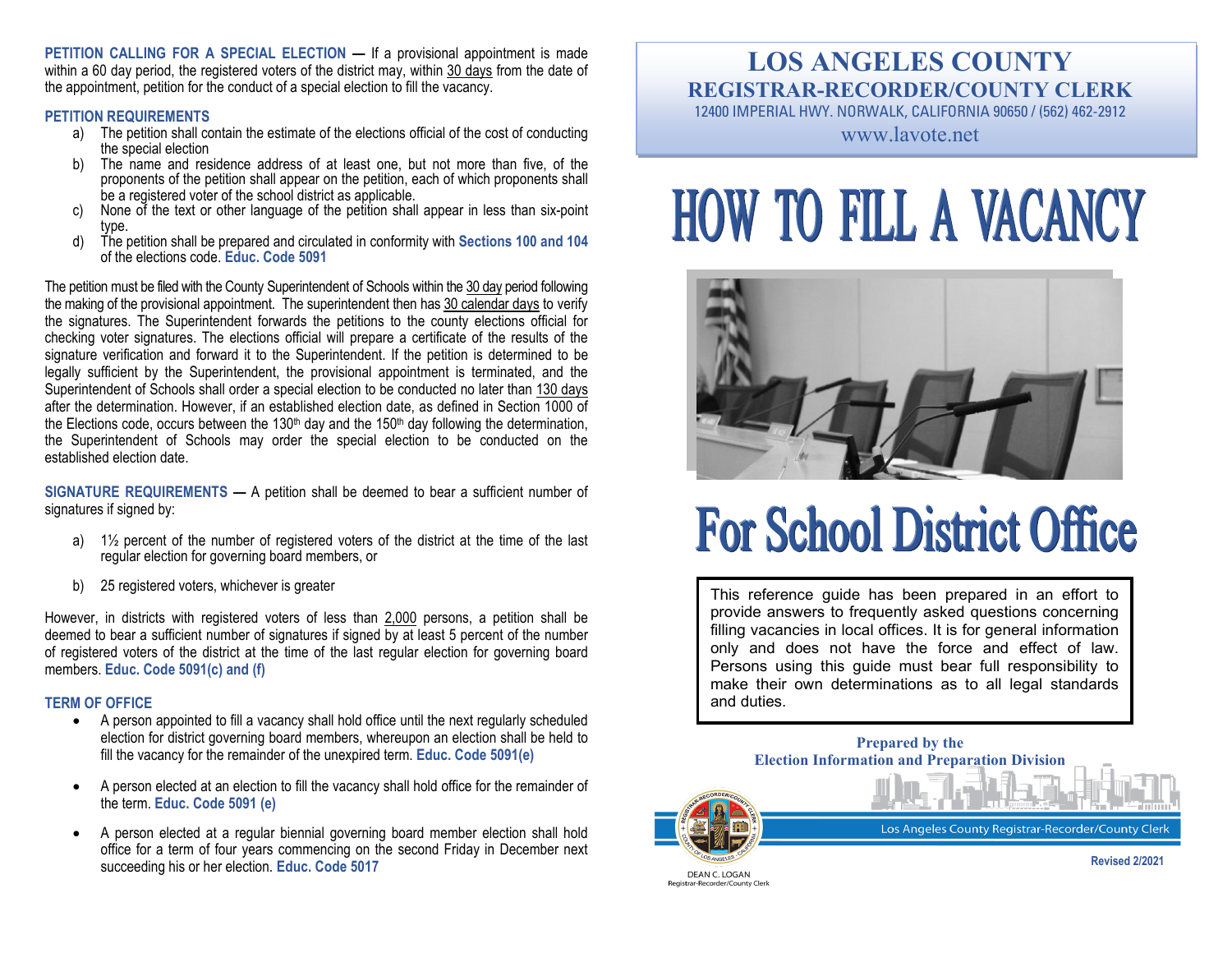**PETITION CALLING FOR A SPECIAL ELECTION —** If a provisional appointment is made within a 60 day period, the registered voters of the district may, within 30 days from the date of the appointment, petition for the conduct of a special election to fill the vacancy.

### PETITION REQUIREMENTS

a) The petition shall contain the estimate of the elections official of the cost of conducting the special election
b) The name and residence address of at least one, but not more than five, of the proponents of the petition shall appear on the petition, each of which proponents shall be a registered voter of the school district as applicable.
c) None of the text or other language of the petition shall appear in less than six-point type.
d) The petition shall be prepared and circulated in conformity with **Sections 100 and 104** of the elections code. **Educ. Code 5091**

The petition must be filed with the County Superintendent of Schools within the 30 day period following the making of the provisional appointment. The superintendent then has 30 calendar days to verify the signatures. The Superintendent forwards the petitions to the county elections official for checking voter signatures. The elections official will prepare a certificate of the results of the signature verification and forward it to the Superintendent. If the petition is determined to be legally sufficient by the Superintendent, the provisional appointment is terminated, and the Superintendent of Schools shall order a special election to be conducted no later than 130 days after the determination. However, if an established election date, as defined in Section 1000 of the Elections code, occurs between the 130th day and the 150th day following the determination, the Superintendent of Schools may order the special election to be conducted on the established election date.

**SIGNATURE REQUIREMENTS —** A petition shall be deemed to bear a sufficient number of signatures if signed by:

a) 1½ percent of the number of registered voters of the district at the time of the last regular election for governing board members, or

b) 25 registered voters, whichever is greater

However, in districts with registered voters of less than 2,000 persons, a petition shall be deemed to bear a sufficient number of signatures if signed by at least 5 percent of the number of registered voters of the district at the time of the last regular election for governing board members. **Educ. Code 5091(c) and (f)**

### TERM OF OFFICE

- A person appointed to fill a vacancy shall hold office until the next regularly scheduled election for district governing board members, whereupon an election shall be held to fill the vacancy for the remainder of the unexpired term. **Educ. Code 5091(e)**

- A person elected at an election to fill the vacancy shall hold office for the remainder of the term. **Educ. Code 5091 (e)**

- A person elected at a regular biennial governing board member election shall hold office for a term of four years commencing on the second Friday in December next succeeding his or her election. **Educ. Code 5017**

# LOS ANGELES COUNTY
## REGISTRAR-RECORDER/COUNTY CLERK

12400 IMPERIAL HWY. NORWALK, CALIFORNIA 90650 / (562) 462-2912
www.lavote.net

# HOW TO FILL A VACANCY

# For School District Office

This reference guide has been prepared in an effort to provide answers to frequently asked questions concerning filling vacancies in local offices. It is for general information only and does not have the force and effect of law. Persons using this guide must bear full responsibility to make their own determinations as to all legal standards and duties.

**Prepared by the**
**Election Information and Preparation Division**

Los Angeles County Registrar-Recorder/County Clerk

DEAN C. LOGAN
Registrar-Recorder/County Clerk

**Revised 2/2021**